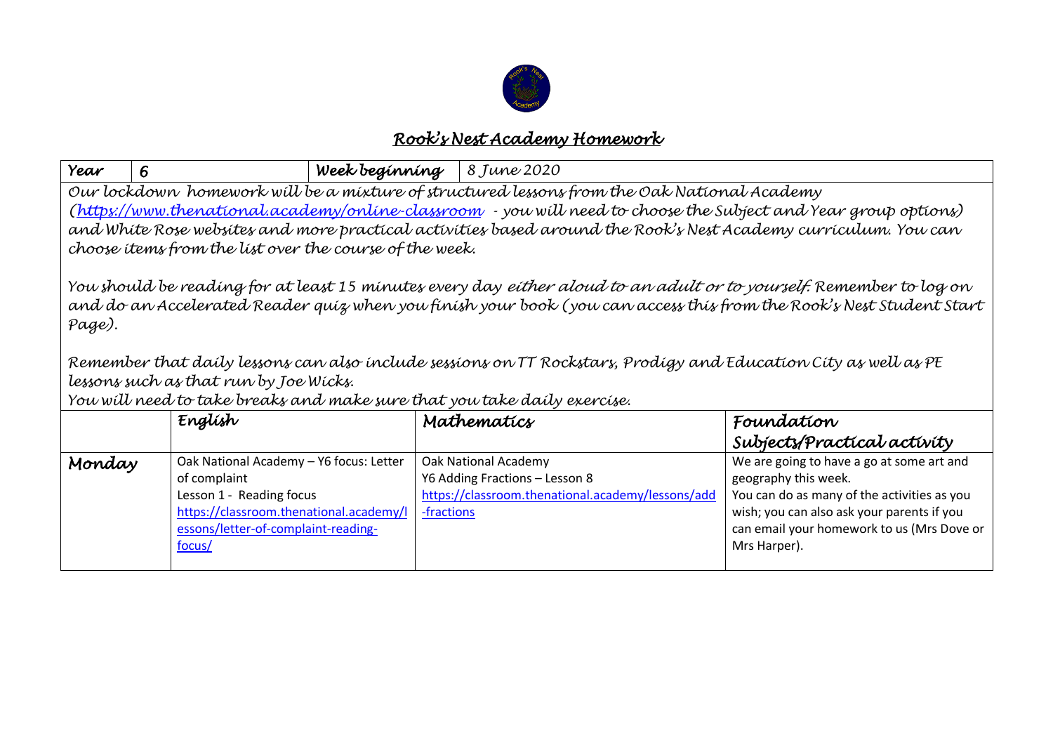# Rook's Nest Academy Homework

| Year | 6 | Week beginning | 8 June 2020 |
|---|---|---|---|

Our lockdown homework will be a mixture of structured lessons from the Oak National Academy (https://www.thenational.academy/online-classroom - you will need to choose the Subject and Year group options) and White Rose websites and more practical activities based around the Rook's Nest Academy curriculum. You can choose items from the list over the course of the week.

You should be reading for at least 15 minutes every day either aloud to an adult or to yourself. Remember to log on and do an Accelerated Reader quiz when you finish your book (you can access this from the Rook's Nest Student Start Page).

Remember that daily lessons can also include sessions on TT Rockstars, Prodigy and Education City as well as PE lessons such as that run by Joe Wicks.

You will need to take breaks and make sure that you take daily exercise.

| | English | Mathematics | Foundation Subjects/Practical activity |
|---|---|---|---|
| Monday | Oak National Academy – Y6 focus: Letter of complaint<br>Lesson 1 - Reading focus<br>https://classroom.thenational.academy/lessons/letter-of-complaint-reading-focus/ | Oak National Academy<br>Y6 Adding Fractions – Lesson 8<br>https://classroom.thenational.academy/lessons/add-fractions | We are going to have a go at some art and geography this week.<br>You can do as many of the activities as you wish; you can also ask your parents if you can email your homework to us (Mrs Dove or Mrs Harper). |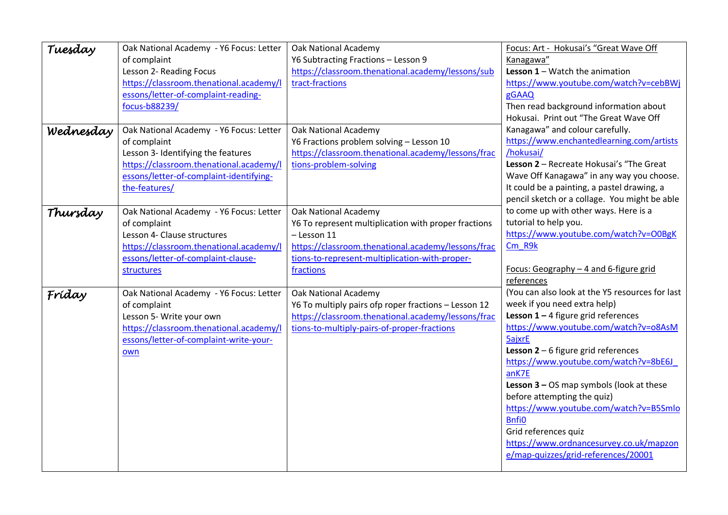| | | | |
|---|---|---|---|
| *Tuesday* | Oak National Academy - Y6 Focus: Letter of complaint<br>Lesson 2- Reading Focus<br>https://classroom.thenational.academy/lessons/letter-of-complaint-reading-focus-b88239/ | Oak National Academy<br>Y6 Subtracting Fractions – Lesson 9<br>https://classroom.thenational.academy/lessons/subtract-fractions | Focus: Art - Hokusai's "Great Wave Off Kanagawa"<br>**Lesson 1** – Watch the animation<br>https://www.youtube.com/watch?v=cebBWjgGAAQ<br>Then read background information about Hokusai. Print out "The Great Wave Off Kanagawa" and colour carefully.<br>https://www.enchantedlearning.com/artists/hokusai/<br>**Lesson 2** – Recreate Hokusai's "The Great Wave Off Kanagawa" in any way you choose. It could be a painting, a pastel drawing, a pencil sketch or a collage. You might be able to come up with other ways. Here is a tutorial to help you.<br>https://www.youtube.com/watch?v=O0BgKCm_R9k<br><br>Focus: Geography – 4 and 6-figure grid references<br>(You can also look at the Y5 resources for last week if you need extra help)<br>**Lesson 1 –** 4 figure grid references<br>https://www.youtube.com/watch?v=o8AsM5ajxrE<br>**Lesson 2** – 6 figure grid references<br>https://www.youtube.com/watch?v=8bE6J_anK7E<br>**Lesson 3 –** OS map symbols (look at these before attempting the quiz)<br>https://www.youtube.com/watch?v=B5SmloBnfi0<br>Grid references quiz<br>https://www.ordnancesurvey.co.uk/mapzone/map-quizzes/grid-references/20001 |
| *Wednesday* | Oak National Academy - Y6 Focus: Letter of complaint<br>Lesson 3- Identifying the features<br>https://classroom.thenational.academy/lessons/letter-of-complaint-identifying-the-features/ | Oak National Academy<br>Y6 Fractions problem solving – Lesson 10<br>https://classroom.thenational.academy/lessons/fractions-problem-solving | |
| *Thursday* | Oak National Academy - Y6 Focus: Letter of complaint<br>Lesson 4- Clause structures<br>https://classroom.thenational.academy/lessons/letter-of-complaint-clause-structures | Oak National Academy<br>Y6 To represent multiplication with proper fractions – Lesson 11<br>https://classroom.thenational.academy/lessons/fractions-to-represent-multiplication-with-proper-fractions | |
| *Friday* | Oak National Academy - Y6 Focus: Letter of complaint<br>Lesson 5- Write your own<br>https://classroom.thenational.academy/lessons/letter-of-complaint-write-your-own | Oak National Academy<br>Y6 To multiply pairs ofp roper fractions – Lesson 12<br>https://classroom.thenational.academy/lessons/fractions-to-multiply-pairs-of-proper-fractions | |